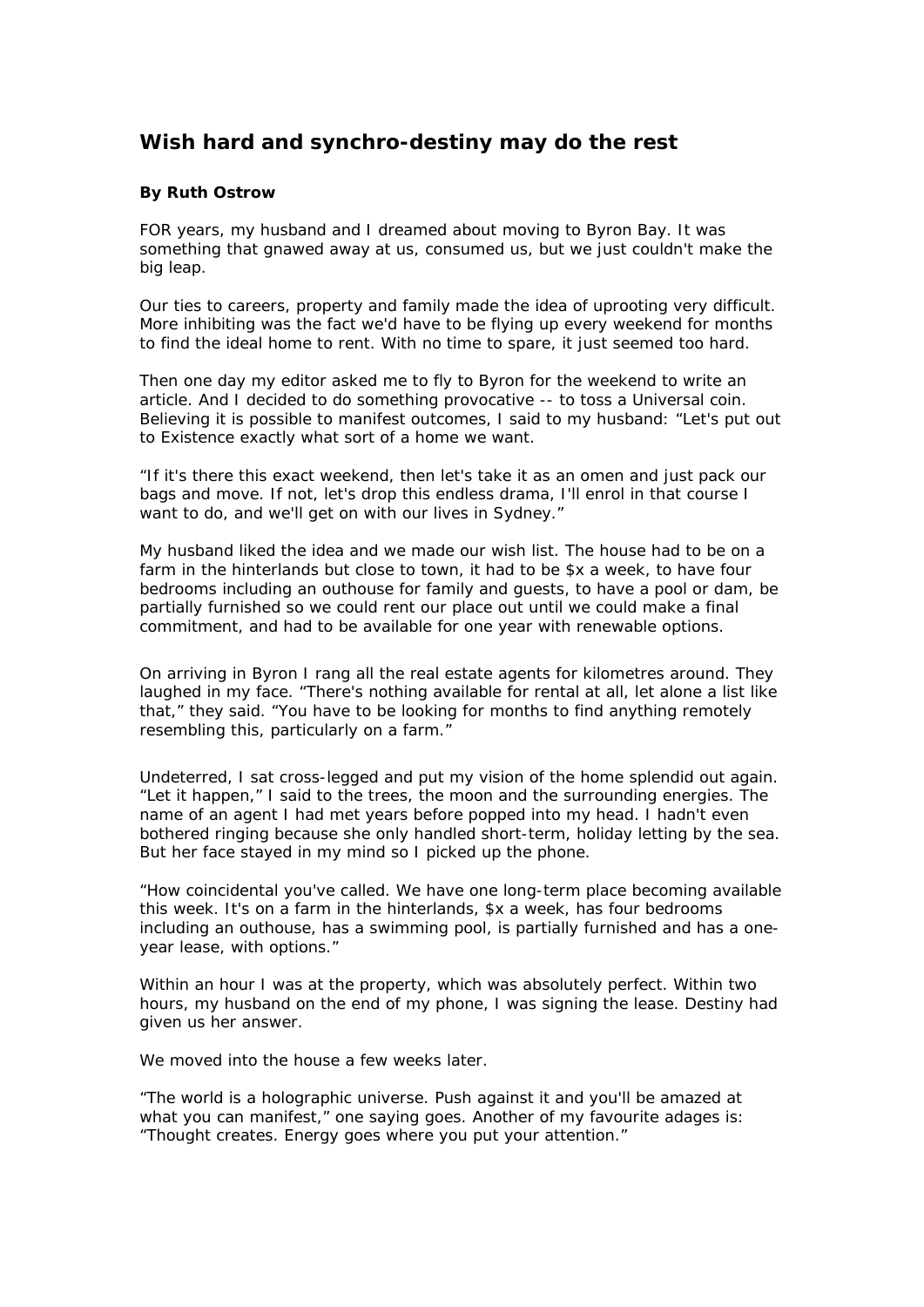# Wish hard and synchro-destiny may do the rest

**By Ruth Ostrow**

FOR years, my husband and I dreamed about moving to Byron Bay. It was something that gnawed away at us, consumed us, but we just couldn't make the big leap.

Our ties to careers, property and family made the idea of uprooting very difficult. More inhibiting was the fact we'd have to be flying up every weekend for months to find the ideal home to rent. With no time to spare, it just seemed too hard.

Then one day my editor asked me to fly to Byron for the weekend to write an article. And I decided to do something provocative -- to toss a Universal coin. Believing it is possible to manifest outcomes, I said to my husband: "Let's put out to Existence exactly what sort of a home we want.

"If it's there this exact weekend, then let's take it as an omen and just pack our bags and move. If not, let's drop this endless drama, I'll enrol in that course I want to do, and we'll get on with our lives in Sydney."

My husband liked the idea and we made our wish list. The house had to be on a farm in the hinterlands but close to town, it had to be $x a week, to have four bedrooms including an outhouse for family and guests, to have a pool or dam, be partially furnished so we could rent our place out until we could make a final commitment, and had to be available for one year with renewable options.

On arriving in Byron I rang all the real estate agents for kilometres around. They laughed in my face. "There's nothing available for rental at all, let alone a list like that," they said. "You have to be looking for months to find anything remotely resembling this, particularly on a farm."

Undeterred, I sat cross-legged and put my vision of the home splendid out again. "Let it happen," I said to the trees, the moon and the surrounding energies. The name of an agent I had met years before popped into my head. I hadn't even bothered ringing because she only handled short-term, holiday letting by the sea. But her face stayed in my mind so I picked up the phone.

"How coincidental you've called. We have one long-term place becoming available this week. It's on a farm in the hinterlands, $x a week, has four bedrooms including an outhouse, has a swimming pool, is partially furnished and has a one-year lease, with options."

Within an hour I was at the property, which was absolutely perfect. Within two hours, my husband on the end of my phone, I was signing the lease. Destiny had given us her answer.

We moved into the house a few weeks later.

"The world is a holographic universe. Push against it and you'll be amazed at what you can manifest," one saying goes. Another of my favourite adages is: "Thought creates. Energy goes where you put your attention."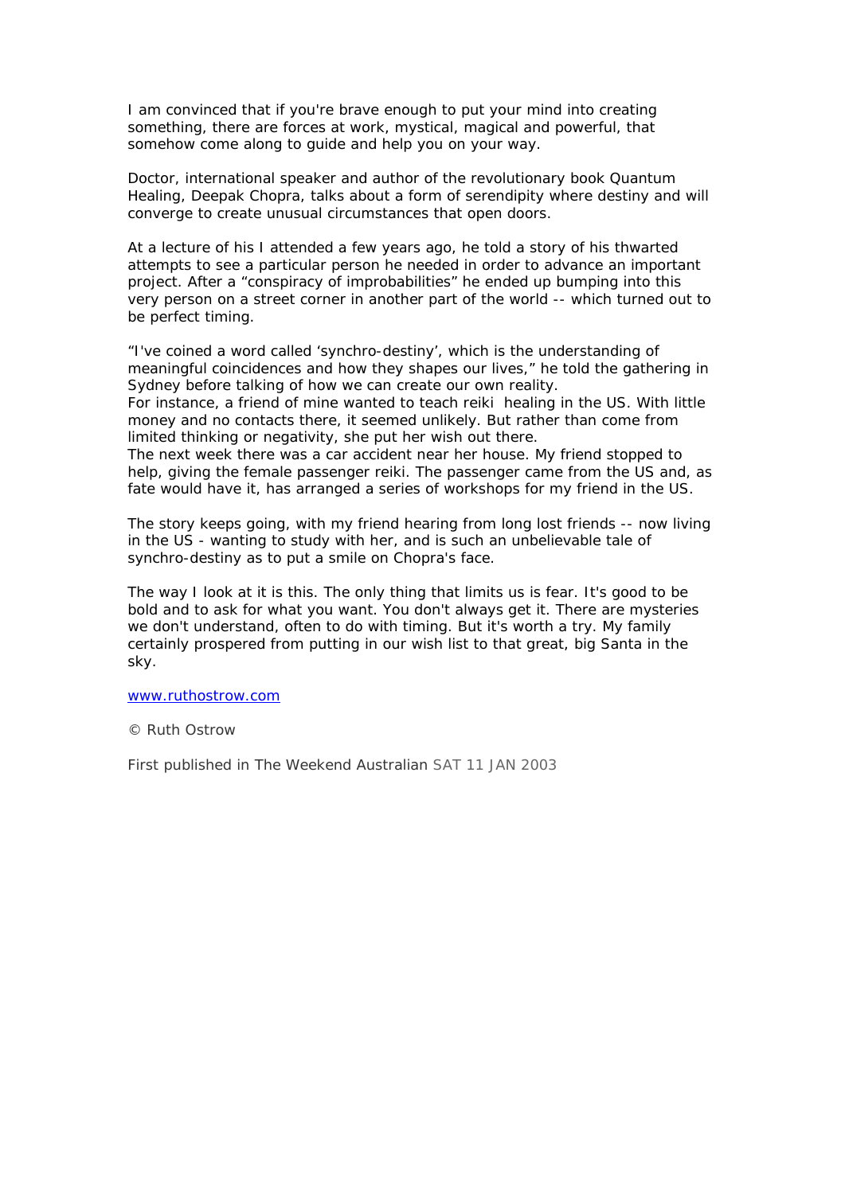I am convinced that if you're brave enough to put your mind into creating something, there are forces at work, mystical, magical and powerful, that somehow come along to guide and help you on your way.

Doctor, international speaker and author of the revolutionary book Quantum Healing, Deepak Chopra, talks about a form of serendipity where destiny and will converge to create unusual circumstances that open doors.

At a lecture of his I attended a few years ago, he told a story of his thwarted attempts to see a particular person he needed in order to advance an important project. After a "conspiracy of improbabilities" he ended up bumping into this very person on a street corner in another part of the world -- which turned out to be perfect timing.

"I've coined a word called 'synchro-destiny', which is the understanding of meaningful coincidences and how they shapes our lives," he told the gathering in Sydney before talking of how we can create our own reality.
For instance, a friend of mine wanted to teach reiki healing in the US. With little money and no contacts there, it seemed unlikely. But rather than come from limited thinking or negativity, she put her wish out there.
The next week there was a car accident near her house. My friend stopped to help, giving the female passenger reiki. The passenger came from the US and, as fate would have it, has arranged a series of workshops for my friend in the US.

The story keeps going, with my friend hearing from long lost friends -- now living in the US - wanting to study with her, and is such an unbelievable tale of synchro-destiny as to put a smile on Chopra's face.

The way I look at it is this. The only thing that limits us is fear. It's good to be bold and to ask for what you want. You don't always get it. There are mysteries we don't understand, often to do with timing. But it's worth a try. My family certainly prospered from putting in our wish list to that great, big Santa in the sky.

[www.ruthostrow.com](http://www.ruthostrow.com)

© Ruth Ostrow

First published in The Weekend Australian SAT 11 JAN 2003